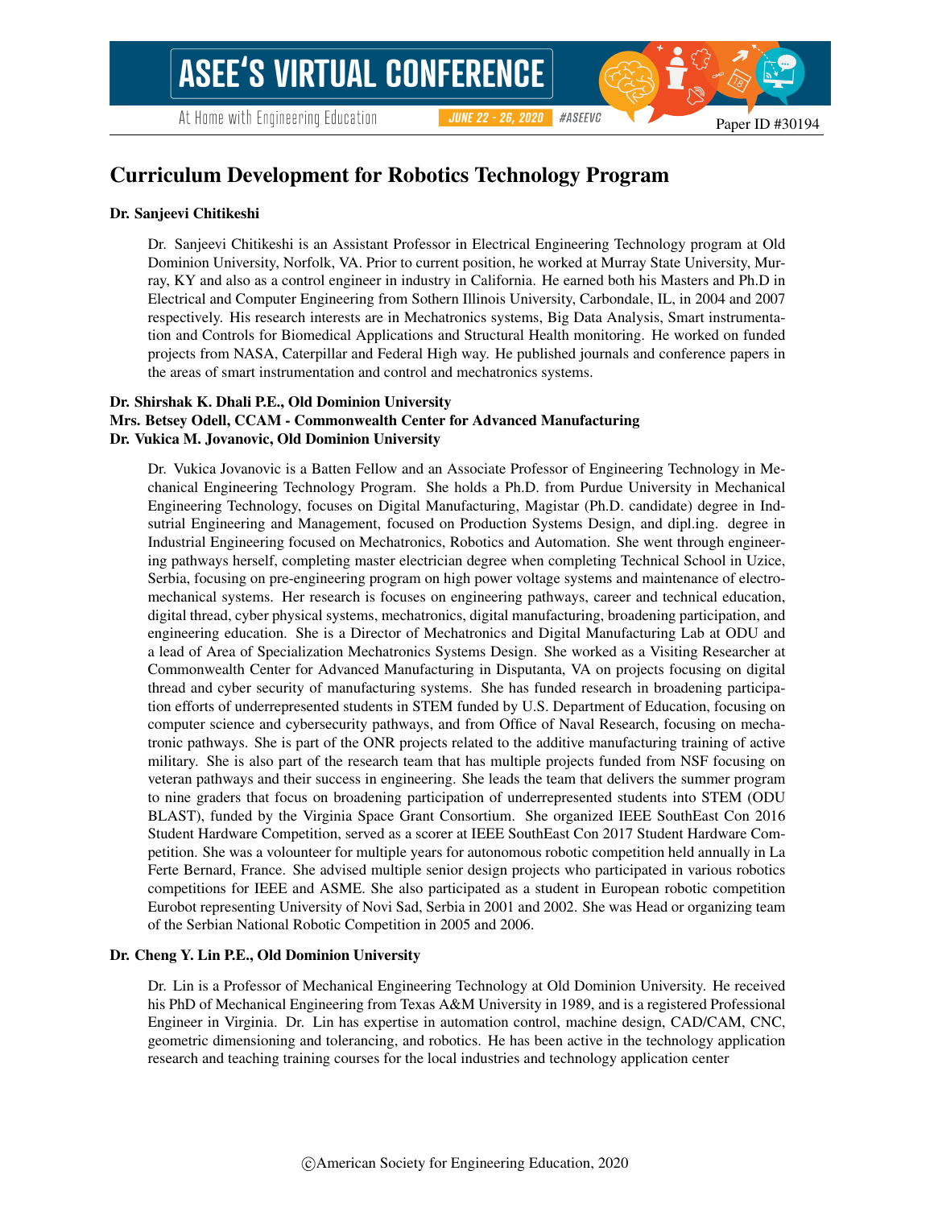# Curriculum Development for Robotics Technology Program

**Dr. Sanjeevi Chitikeshi**

Dr. Sanjeevi Chitikeshi is an Assistant Professor in Electrical Engineering Technology program at Old Dominion University, Norfolk, VA. Prior to current position, he worked at Murray State University, Murray, KY and also as a control engineer in industry in California. He earned both his Masters and Ph.D in Electrical and Computer Engineering from Sothern Illinois University, Carbondale, IL, in 2004 and 2007 respectively. His research interests are in Mechatronics systems, Big Data Analysis, Smart instrumentation and Controls for Biomedical Applications and Structural Health monitoring. He worked on funded projects from NASA, Caterpillar and Federal High way. He published journals and conference papers in the areas of smart instrumentation and control and mechatronics systems.

**Dr. Shirshak K. Dhali P.E., Old Dominion University**
**Mrs. Betsey Odell, CCAM - Commonwealth Center for Advanced Manufacturing**
**Dr. Vukica M. Jovanovic, Old Dominion University**

Dr. Vukica Jovanovic is a Batten Fellow and an Associate Professor of Engineering Technology in Mechanical Engineering Technology Program. She holds a Ph.D. from Purdue University in Mechanical Engineering Technology, focuses on Digital Manufacturing, Magistar (Ph.D. candidate) degree in Industrial Engineering and Management, focused on Production Systems Design, and dipl.ing. degree in Industrial Engineering focused on Mechatronics, Robotics and Automation. She went through engineering pathways herself, completing master electrician degree when completing Technical School in Uzice, Serbia, focusing on pre-engineering program on high power voltage systems and maintenance of electromechanical systems. Her research is focuses on engineering pathways, career and technical education, digital thread, cyber physical systems, mechatronics, digital manufacturing, broadening participation, and engineering education. She is a Director of Mechatronics and Digital Manufacturing Lab at ODU and a lead of Area of Specialization Mechatronics Systems Design. She worked as a Visiting Researcher at Commonwealth Center for Advanced Manufacturing in Disputanta, VA on projects focusing on digital thread and cyber security of manufacturing systems. She has funded research in broadening participation efforts of underrepresented students in STEM funded by U.S. Department of Education, focusing on computer science and cybersecurity pathways, and from Office of Naval Research, focusing on mechatronic pathways. She is part of the ONR projects related to the additive manufacturing training of active military. She is also part of the research team that has multiple projects funded from NSF focusing on veteran pathways and their success in engineering. She leads the team that delivers the summer program to nine graders that focus on broadening participation of underrepresented students into STEM (ODU BLAST), funded by the Virginia Space Grant Consortium. She organized IEEE SouthEast Con 2016 Student Hardware Competition, served as a scorer at IEEE SouthEast Con 2017 Student Hardware Competition. She was a volounteer for multiple years for autonomous robotic competition held annually in La Ferte Bernard, France. She advised multiple senior design projects who participated in various robotics competitions for IEEE and ASME. She also participated as a student in European robotic competition Eurobot representing University of Novi Sad, Serbia in 2001 and 2002. She was Head or organizing team of the Serbian National Robotic Competition in 2005 and 2006.

**Dr. Cheng Y. Lin P.E., Old Dominion University**

Dr. Lin is a Professor of Mechanical Engineering Technology at Old Dominion University. He received his PhD of Mechanical Engineering from Texas A&M University in 1989, and is a registered Professional Engineer in Virginia. Dr. Lin has expertise in automation control, machine design, CAD/CAM, CNC, geometric dimensioning and tolerancing, and robotics. He has been active in the technology application research and teaching training courses for the local industries and technology application center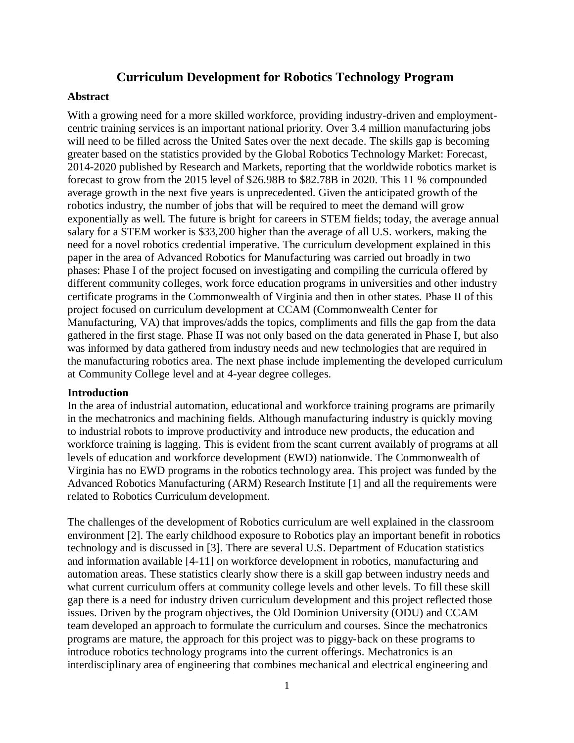# Curriculum Development for Robotics Technology Program

## Abstract

With a growing need for a more skilled workforce, providing industry-driven and employment-centric training services is an important national priority. Over 3.4 million manufacturing jobs will need to be filled across the United Sates over the next decade. The skills gap is becoming greater based on the statistics provided by the Global Robotics Technology Market: Forecast, 2014-2020 published by Research and Markets, reporting that the worldwide robotics market is forecast to grow from the 2015 level of $26.98B to $82.78B in 2020. This 11 % compounded average growth in the next five years is unprecedented. Given the anticipated growth of the robotics industry, the number of jobs that will be required to meet the demand will grow exponentially as well. The future is bright for careers in STEM fields; today, the average annual salary for a STEM worker is $33,200 higher than the average of all U.S. workers, making the need for a novel robotics credential imperative. The curriculum development explained in this paper in the area of Advanced Robotics for Manufacturing was carried out broadly in two phases: Phase I of the project focused on investigating and compiling the curricula offered by different community colleges, work force education programs in universities and other industry certificate programs in the Commonwealth of Virginia and then in other states. Phase II of this project focused on curriculum development at CCAM (Commonwealth Center for Manufacturing, VA) that improves/adds the topics, compliments and fills the gap from the data gathered in the first stage. Phase II was not only based on the data generated in Phase I, but also was informed by data gathered from industry needs and new technologies that are required in the manufacturing robotics area. The next phase include implementing the developed curriculum at Community College level and at 4-year degree colleges.

## Introduction

In the area of industrial automation, educational and workforce training programs are primarily in the mechatronics and machining fields. Although manufacturing industry is quickly moving to industrial robots to improve productivity and introduce new products, the education and workforce training is lagging. This is evident from the scant current availably of programs at all levels of education and workforce development (EWD) nationwide. The Commonwealth of Virginia has no EWD programs in the robotics technology area. This project was funded by the Advanced Robotics Manufacturing (ARM) Research Institute [1] and all the requirements were related to Robotics Curriculum development.

The challenges of the development of Robotics curriculum are well explained in the classroom environment [2]. The early childhood exposure to Robotics play an important benefit in robotics technology and is discussed in [3]. There are several U.S. Department of Education statistics and information available [4-11] on workforce development in robotics, manufacturing and automation areas. These statistics clearly show there is a skill gap between industry needs and what current curriculum offers at community college levels and other levels. To fill these skill gap there is a need for industry driven curriculum development and this project reflected those issues. Driven by the program objectives, the Old Dominion University (ODU) and CCAM team developed an approach to formulate the curriculum and courses. Since the mechatronics programs are mature, the approach for this project was to piggy-back on these programs to introduce robotics technology programs into the current offerings. Mechatronics is an interdisciplinary area of engineering that combines mechanical and electrical engineering and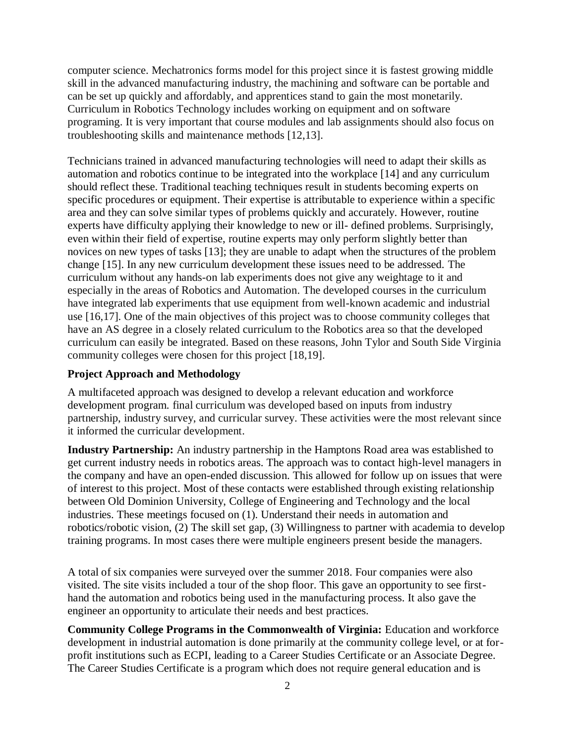computer science. Mechatronics forms model for this project since it is fastest growing middle skill in the advanced manufacturing industry, the machining and software can be portable and can be set up quickly and affordably, and apprentices stand to gain the most monetarily. Curriculum in Robotics Technology includes working on equipment and on software programing. It is very important that course modules and lab assignments should also focus on troubleshooting skills and maintenance methods [12,13].

Technicians trained in advanced manufacturing technologies will need to adapt their skills as automation and robotics continue to be integrated into the workplace [14] and any curriculum should reflect these. Traditional teaching techniques result in students becoming experts on specific procedures or equipment. Their expertise is attributable to experience within a specific area and they can solve similar types of problems quickly and accurately. However, routine experts have difficulty applying their knowledge to new or ill- defined problems. Surprisingly, even within their field of expertise, routine experts may only perform slightly better than novices on new types of tasks [13]; they are unable to adapt when the structures of the problem change [15]. In any new curriculum development these issues need to be addressed. The curriculum without any hands-on lab experiments does not give any weightage to it and especially in the areas of Robotics and Automation. The developed courses in the curriculum have integrated lab experiments that use equipment from well-known academic and industrial use [16,17]. One of the main objectives of this project was to choose community colleges that have an AS degree in a closely related curriculum to the Robotics area so that the developed curriculum can easily be integrated. Based on these reasons, John Tylor and South Side Virginia community colleges were chosen for this project [18,19].

**Project Approach and Methodology**

A multifaceted approach was designed to develop a relevant education and workforce development program. final curriculum was developed based on inputs from industry partnership, industry survey, and curricular survey. These activities were the most relevant since it informed the curricular development.

**Industry Partnership:** An industry partnership in the Hamptons Road area was established to get current industry needs in robotics areas. The approach was to contact high-level managers in the company and have an open-ended discussion. This allowed for follow up on issues that were of interest to this project. Most of these contacts were established through existing relationship between Old Dominion University, College of Engineering and Technology and the local industries. These meetings focused on (1). Understand their needs in automation and robotics/robotic vision, (2) The skill set gap, (3) Willingness to partner with academia to develop training programs. In most cases there were multiple engineers present beside the managers.

A total of six companies were surveyed over the summer 2018. Four companies were also visited. The site visits included a tour of the shop floor. This gave an opportunity to see first-hand the automation and robotics being used in the manufacturing process. It also gave the engineer an opportunity to articulate their needs and best practices.

**Community College Programs in the Commonwealth of Virginia:** Education and workforce development in industrial automation is done primarily at the community college level, or at for-profit institutions such as ECPI, leading to a Career Studies Certificate or an Associate Degree. The Career Studies Certificate is a program which does not require general education and is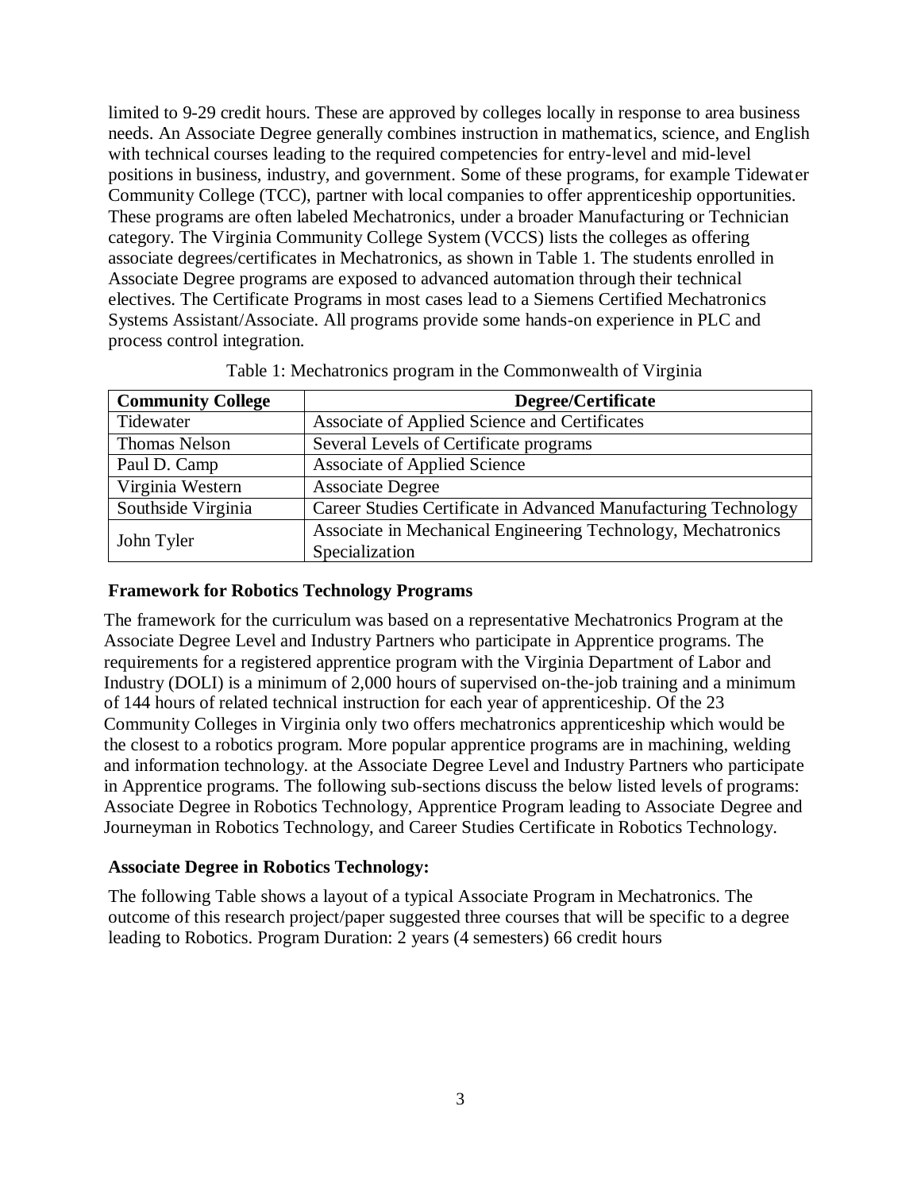limited to 9-29 credit hours. These are approved by colleges locally in response to area business needs. An Associate Degree generally combines instruction in mathematics, science, and English with technical courses leading to the required competencies for entry-level and mid-level positions in business, industry, and government. Some of these programs, for example Tidewater Community College (TCC), partner with local companies to offer apprenticeship opportunities. These programs are often labeled Mechatronics, under a broader Manufacturing or Technician category. The Virginia Community College System (VCCS) lists the colleges as offering associate degrees/certificates in Mechatronics, as shown in Table 1. The students enrolled in Associate Degree programs are exposed to advanced automation through their technical electives. The Certificate Programs in most cases lead to a Siemens Certified Mechatronics Systems Assistant/Associate. All programs provide some hands-on experience in PLC and process control integration.

Table 1: Mechatronics program in the Commonwealth of Virginia

| Community College | Degree/Certificate |
|---|---|
| Tidewater | Associate of Applied Science and Certificates |
| Thomas Nelson | Several Levels of Certificate programs |
| Paul D. Camp | Associate of Applied Science |
| Virginia Western | Associate Degree |
| Southside Virginia | Career Studies Certificate in Advanced Manufacturing Technology |
| John Tyler | Associate in Mechanical Engineering Technology, Mechatronics Specialization |

**Framework for Robotics Technology Programs**

The framework for the curriculum was based on a representative Mechatronics Program at the Associate Degree Level and Industry Partners who participate in Apprentice programs. The requirements for a registered apprentice program with the Virginia Department of Labor and Industry (DOLI) is a minimum of 2,000 hours of supervised on-the-job training and a minimum of 144 hours of related technical instruction for each year of apprenticeship. Of the 23 Community Colleges in Virginia only two offers mechatronics apprenticeship which would be the closest to a robotics program. More popular apprentice programs are in machining, welding and information technology. at the Associate Degree Level and Industry Partners who participate in Apprentice programs. The following sub-sections discuss the below listed levels of programs: Associate Degree in Robotics Technology, Apprentice Program leading to Associate Degree and Journeyman in Robotics Technology, and Career Studies Certificate in Robotics Technology.

**Associate Degree in Robotics Technology:**

The following Table shows a layout of a typical Associate Program in Mechatronics. The outcome of this research project/paper suggested three courses that will be specific to a degree leading to Robotics. Program Duration: 2 years (4 semesters) 66 credit hours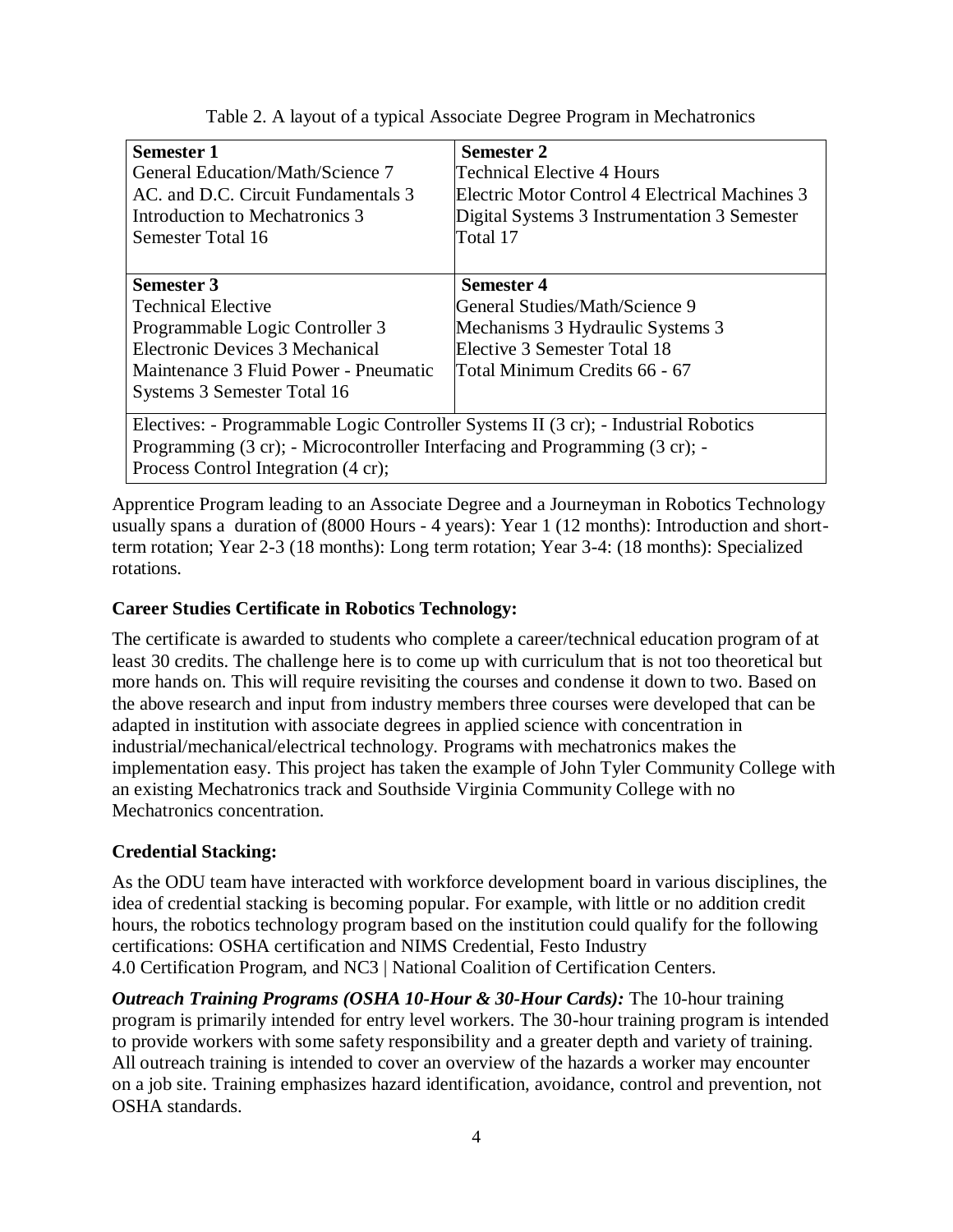Table 2. A layout of a typical Associate Degree Program in Mechatronics

| Semester 1 | Semester 2 |
|---|---|
| General Education/Math/Science 7<br>AC. and D.C. Circuit Fundamentals 3<br>Introduction to Mechatronics 3<br>Semester Total 16 | Technical Elective 4 Hours<br>Electric Motor Control 4 Electrical Machines 3<br>Digital Systems 3 Instrumentation 3 Semester Total 17 |
| **Semester 3** | **Semester 4** |
| Technical Elective<br>Programmable Logic Controller 3<br>Electronic Devices 3 Mechanical Maintenance 3 Fluid Power - Pneumatic Systems 3 Semester Total 16 | General Studies/Math/Science 9<br>Mechanisms 3 Hydraulic Systems 3<br>Elective 3 Semester Total 18<br>Total Minimum Credits 66 - 67 |
| Electives: - Programmable Logic Controller Systems II (3 cr); - Industrial Robotics Programming (3 cr); - Microcontroller Interfacing and Programming (3 cr); - Process Control Integration (4 cr); | |

Apprentice Program leading to an Associate Degree and a Journeyman in Robotics Technology usually spans a duration of (8000 Hours - 4 years): Year 1 (12 months): Introduction and short-term rotation; Year 2-3 (18 months): Long term rotation; Year 3-4: (18 months): Specialized rotations.

### Career Studies Certificate in Robotics Technology:

The certificate is awarded to students who complete a career/technical education program of at least 30 credits. The challenge here is to come up with curriculum that is not too theoretical but more hands on. This will require revisiting the courses and condense it down to two. Based on the above research and input from industry members three courses were developed that can be adapted in institution with associate degrees in applied science with concentration in industrial/mechanical/electrical technology. Programs with mechatronics makes the implementation easy. This project has taken the example of John Tyler Community College with an existing Mechatronics track and Southside Virginia Community College with no Mechatronics concentration.

### Credential Stacking:

As the ODU team have interacted with workforce development board in various disciplines, the idea of credential stacking is becoming popular. For example, with little or no addition credit hours, the robotics technology program based on the institution could qualify for the following certifications: OSHA certification and NIMS Credential, Festo Industry 4.0 Certification Program, and NC3 | National Coalition of Certification Centers.

***Outreach Training Programs (OSHA 10-Hour & 30-Hour Cards):*** The 10-hour training program is primarily intended for entry level workers. The 30-hour training program is intended to provide workers with some safety responsibility and a greater depth and variety of training. All outreach training is intended to cover an overview of the hazards a worker may encounter on a job site. Training emphasizes hazard identification, avoidance, control and prevention, not OSHA standards.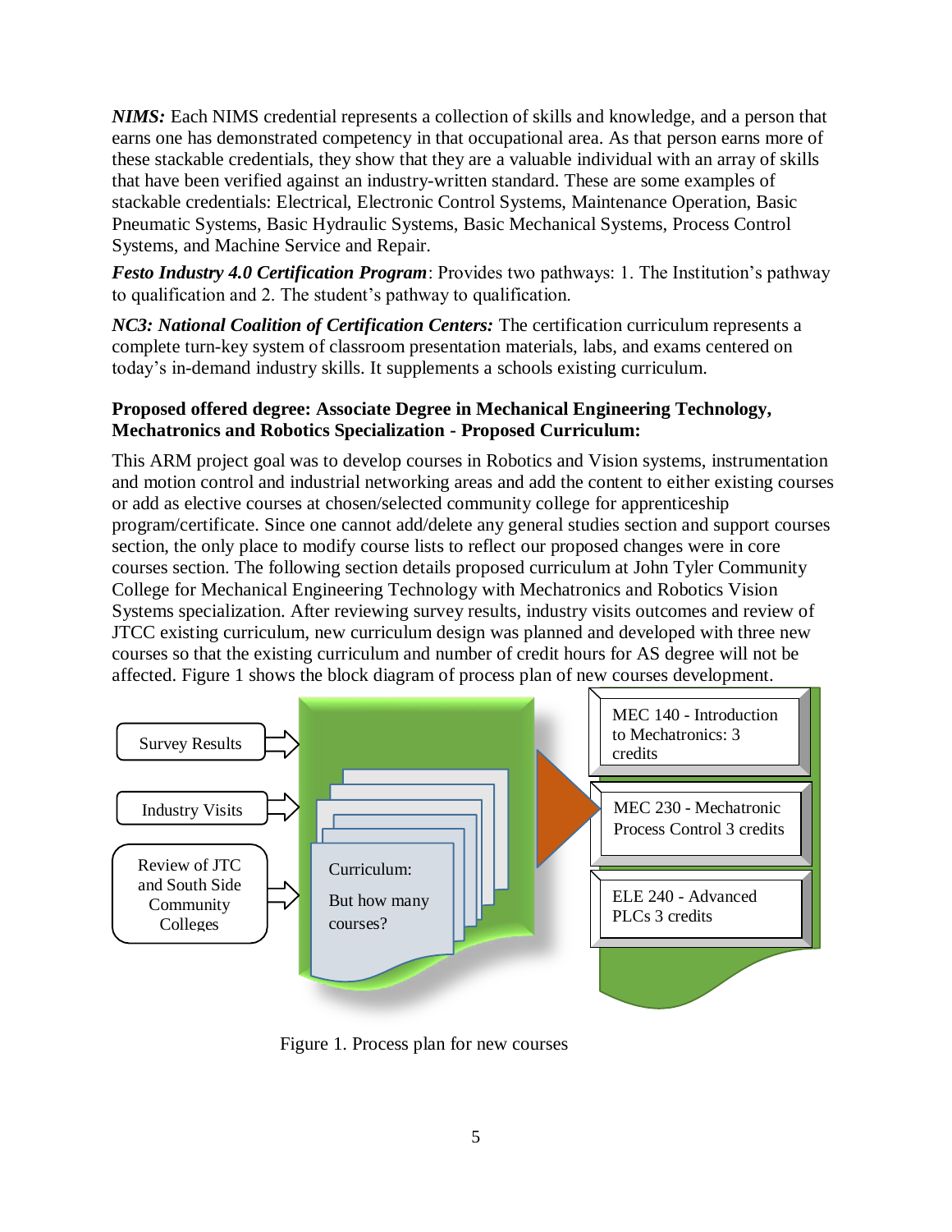***NIMS:*** Each NIMS credential represents a collection of skills and knowledge, and a person that earns one has demonstrated competency in that occupational area. As that person earns more of these stackable credentials, they show that they are a valuable individual with an array of skills that have been verified against an industry-written standard. These are some examples of stackable credentials: Electrical, Electronic Control Systems, Maintenance Operation, Basic Pneumatic Systems, Basic Hydraulic Systems, Basic Mechanical Systems, Process Control Systems, and Machine Service and Repair.

***Festo Industry 4.0 Certification Program***: Provides two pathways: 1. The Institution's pathway to qualification and 2. The student's pathway to qualification.

***NC3: National Coalition of Certification Centers:*** The certification curriculum represents a complete turn-key system of classroom presentation materials, labs, and exams centered on today's in-demand industry skills. It supplements a schools existing curriculum.

**Proposed offered degree: Associate Degree in Mechanical Engineering Technology, Mechatronics and Robotics Specialization - Proposed Curriculum:**

This ARM project goal was to develop courses in Robotics and Vision systems, instrumentation and motion control and industrial networking areas and add the content to either existing courses or add as elective courses at chosen/selected community college for apprenticeship program/certificate. Since one cannot add/delete any general studies section and support courses section, the only place to modify course lists to reflect our proposed changes were in core courses section. The following section details proposed curriculum at John Tyler Community College for Mechanical Engineering Technology with Mechatronics and Robotics Vision Systems specialization. After reviewing survey results, industry visits outcomes and review of JTCC existing curriculum, new curriculum design was planned and developed with three new courses so that the existing curriculum and number of credit hours for AS degree will not be affected. Figure 1 shows the block diagram of process plan of new courses development.

Survey Results

Industry Visits

Review of JTC and South Side Community Colleges

Curriculum: But how many courses?

MEC 140 - Introduction to Mechatronics: 3 credits

MEC 230 - Mechatronic Process Control 3 credits

ELE 240 - Advanced PLCs 3 credits

Figure 1. Process plan for new courses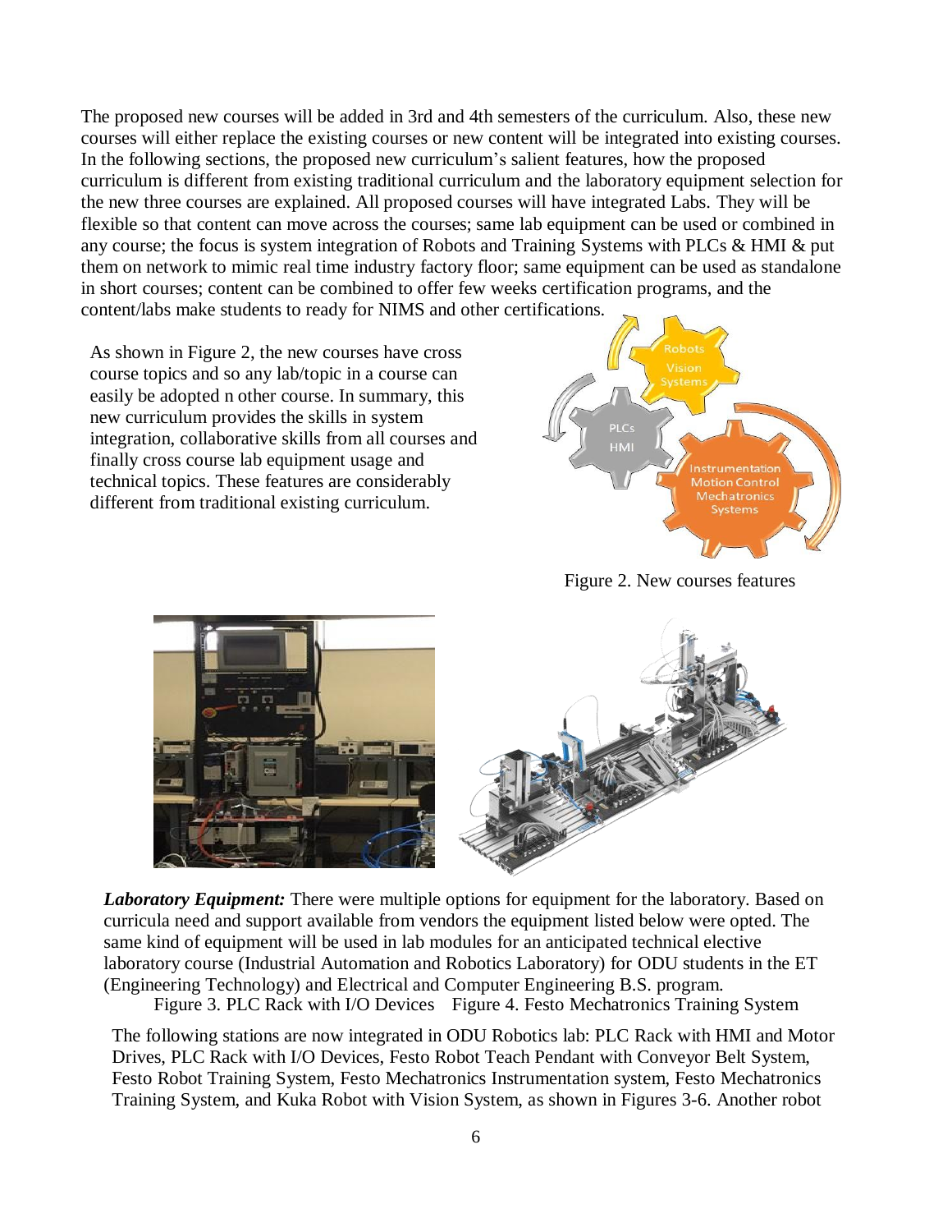The proposed new courses will be added in 3rd and 4th semesters of the curriculum. Also, these new courses will either replace the existing courses or new content will be integrated into existing courses. In the following sections, the proposed new curriculum's salient features, how the proposed curriculum is different from existing traditional curriculum and the laboratory equipment selection for the new three courses are explained. All proposed courses will have integrated Labs. They will be flexible so that content can move across the courses; same lab equipment can be used or combined in any course; the focus is system integration of Robots and Training Systems with PLCs & HMI & put them on network to mimic real time industry factory floor; same equipment can be used as standalone in short courses; content can be combined to offer few weeks certification programs, and the content/labs make students to ready for NIMS and other certifications.

As shown in Figure 2, the new courses have cross course topics and so any lab/topic in a course can easily be adopted n other course. In summary, this new curriculum provides the skills in system integration, collaborative skills from all courses and finally cross course lab equipment usage and technical topics. These features are considerably different from traditional existing curriculum.

Figure 2. New courses features

***Laboratory Equipment:*** There were multiple options for equipment for the laboratory. Based on curricula need and support available from vendors the equipment listed below were opted. The same kind of equipment will be used in lab modules for an anticipated technical elective laboratory course (Industrial Automation and Robotics Laboratory) for ODU students in the ET (Engineering Technology) and Electrical and Computer Engineering B.S. program.

Figure 3. PLC Rack with I/O Devices   Figure 4. Festo Mechatronics Training System

The following stations are now integrated in ODU Robotics lab: PLC Rack with HMI and Motor Drives, PLC Rack with I/O Devices, Festo Robot Teach Pendant with Conveyor Belt System, Festo Robot Training System, Festo Mechatronics Instrumentation system, Festo Mechatronics Training System, and Kuka Robot with Vision System, as shown in Figures 3-6. Another robot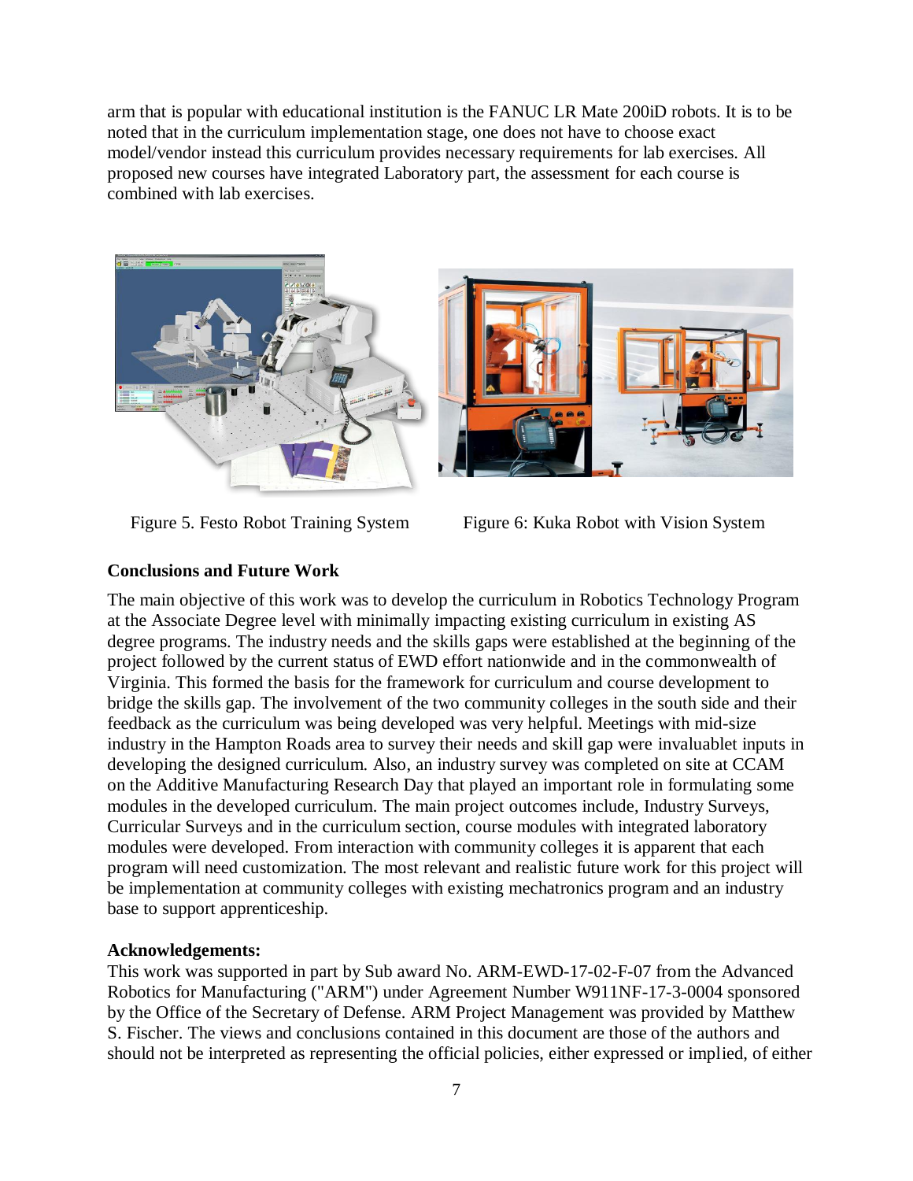arm that is popular with educational institution is the FANUC LR Mate 200iD robots. It is to be noted that in the curriculum implementation stage, one does not have to choose exact model/vendor instead this curriculum provides necessary requirements for lab exercises. All proposed new courses have integrated Laboratory part, the assessment for each course is combined with lab exercises.

Figure 5. Festo Robot Training System

Figure 6: Kuka Robot with Vision System

**Conclusions and Future Work**

The main objective of this work was to develop the curriculum in Robotics Technology Program at the Associate Degree level with minimally impacting existing curriculum in existing AS degree programs. The industry needs and the skills gaps were established at the beginning of the project followed by the current status of EWD effort nationwide and in the commonwealth of Virginia. This formed the basis for the framework for curriculum and course development to bridge the skills gap. The involvement of the two community colleges in the south side and their feedback as the curriculum was being developed was very helpful. Meetings with mid-size industry in the Hampton Roads area to survey their needs and skill gap were invaluablet inputs in developing the designed curriculum. Also, an industry survey was completed on site at CCAM on the Additive Manufacturing Research Day that played an important role in formulating some modules in the developed curriculum. The main project outcomes include, Industry Surveys, Curricular Surveys and in the curriculum section, course modules with integrated laboratory modules were developed. From interaction with community colleges it is apparent that each program will need customization. The most relevant and realistic future work for this project will be implementation at community colleges with existing mechatronics program and an industry base to support apprenticeship.

**Acknowledgements:**

This work was supported in part by Sub award No. ARM-EWD-17-02-F-07 from the Advanced Robotics for Manufacturing ("ARM") under Agreement Number W911NF-17-3-0004 sponsored by the Office of the Secretary of Defense. ARM Project Management was provided by Matthew S. Fischer. The views and conclusions contained in this document are those of the authors and should not be interpreted as representing the official policies, either expressed or implied, of either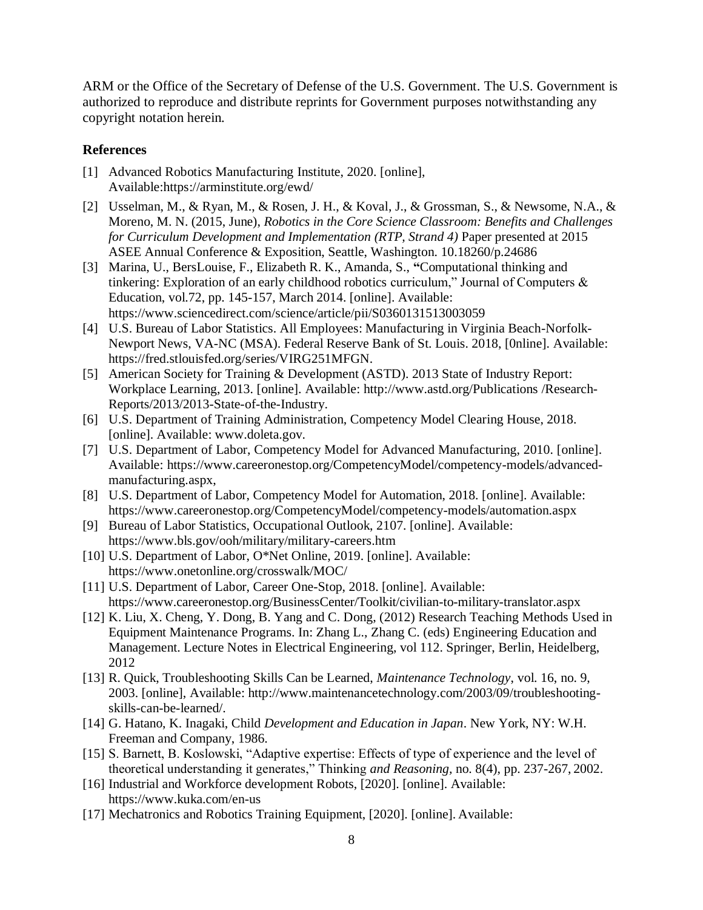ARM or the Office of the Secretary of Defense of the U.S. Government. The U.S. Government is authorized to reproduce and distribute reprints for Government purposes notwithstanding any copyright notation herein.

## References

[1] Advanced Robotics Manufacturing Institute, 2020. [online], Available:https://arminstitute.org/ewd/

[2] Usselman, M., & Ryan, M., & Rosen, J. H., & Koval, J., & Grossman, S., & Newsome, N.A., & Moreno, M. N. (2015, June), *Robotics in the Core Science Classroom: Benefits and Challenges for Curriculum Development and Implementation (RTP, Strand 4)* Paper presented at 2015 ASEE Annual Conference & Exposition, Seattle, Washington. 10.18260/p.24686

[3] Marina, U., BersLouise, F., Elizabeth R. K., Amanda, S., **"**Computational thinking and tinkering: Exploration of an early childhood robotics curriculum," Journal of Computers & Education, vol.72, pp. 145-157, March 2014. [online]. Available: https://www.sciencedirect.com/science/article/pii/S0360131513003059

[4] U.S. Bureau of Labor Statistics. All Employees: Manufacturing in Virginia Beach-Norfolk-Newport News, VA-NC (MSA). Federal Reserve Bank of St. Louis. 2018, [0nline]. Available: https://fred.stlouisfed.org/series/VIRG251MFGN.

[5] American Society for Training & Development (ASTD). 2013 State of Industry Report: Workplace Learning, 2013. [online]. Available: http://www.astd.org/Publications /Research-Reports/2013/2013-State-of-the-Industry.

[6] U.S. Department of Training Administration, Competency Model Clearing House, 2018. [online]. Available: www.doleta.gov.

[7] U.S. Department of Labor, Competency Model for Advanced Manufacturing, 2010. [online]. Available: https://www.careeronestop.org/CompetencyModel/competency-models/advanced-manufacturing.aspx,

[8] U.S. Department of Labor, Competency Model for Automation, 2018. [online]. Available: https://www.careeronestop.org/CompetencyModel/competency-models/automation.aspx

[9] Bureau of Labor Statistics, Occupational Outlook, 2107. [online]. Available: https://www.bls.gov/ooh/military/military-careers.htm

[10] U.S. Department of Labor, O*Net Online, 2019. [online]. Available: https://www.onetonline.org/crosswalk/MOC/

[11] U.S. Department of Labor, Career One-Stop, 2018. [online]. Available: https://www.careeronestop.org/BusinessCenter/Toolkit/civilian-to-military-translator.aspx

[12] K. Liu, X. Cheng, Y. Dong, B. Yang and Z. Dong, (2012) Research Teaching Methods Used in Equipment Maintenance Programs. In: Zhang L., Zhang C. (eds) Engineering Education and Management. Lecture Notes in Electrical Engineering, vol 112. Springer, Berlin, Heidelberg, 2012

[13] R. Quick, Troubleshooting Skills Can be Learned, *Maintenance Technology*, vol. 16, no. 9, 2003. [online], Available: http://www.maintenancetechnology.com/2003/09/troubleshooting-skills-can-be-learned/.

[14] G. Hatano, K. Inagaki, Child *Development and Education in Japan*. New York, NY: W.H. Freeman and Company, 1986.

[15] S. Barnett, B. Koslowski, "Adaptive expertise: Effects of type of experience and the level of theoretical understanding it generates," Thinking *and Reasoning,* no. 8(4), pp. 237-267, 2002.

[16] Industrial and Workforce development Robots, [2020]. [online]. Available: https://www.kuka.com/en-us

[17] Mechatronics and Robotics Training Equipment, [2020]. [online]. Available: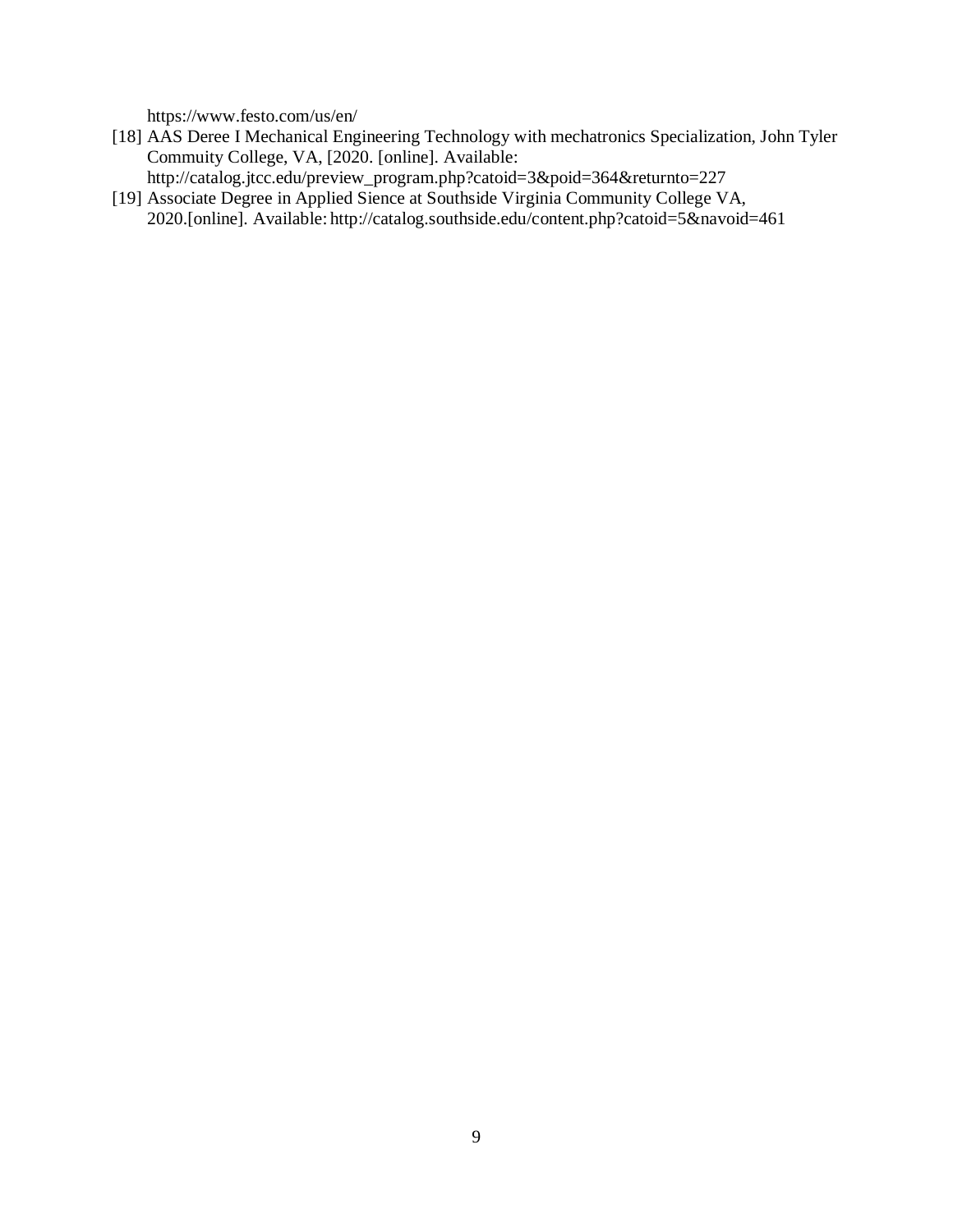https://www.festo.com/us/en/

[18] AAS Deree I Mechanical Engineering Technology with mechatronics Specialization, John Tyler Commuity College, VA, [2020. [online]. Available: http://catalog.jtcc.edu/preview_program.php?catoid=3&poid=364&returnto=227

[19] Associate Degree in Applied Sience at Southside Virginia Community College VA, 2020.[online]. Available: http://catalog.southside.edu/content.php?catoid=5&navoid=461